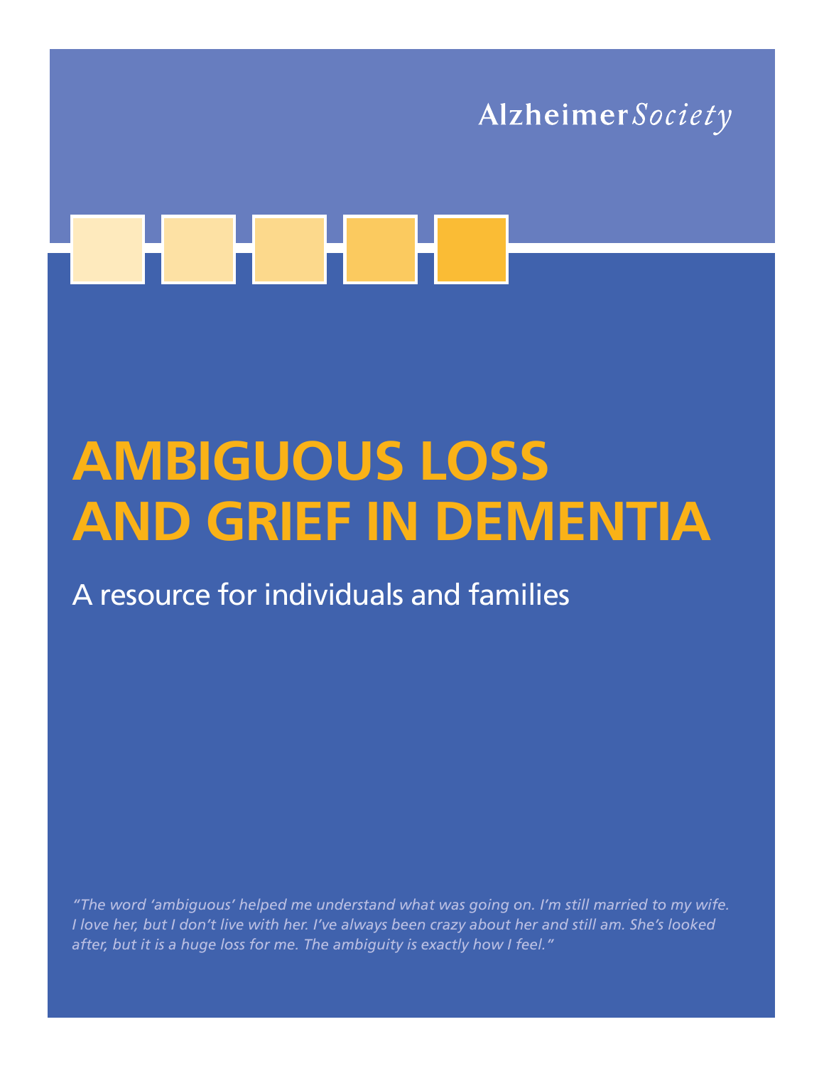Alzheimer *Society*

# AMBIGUOUS LOSS AND GRIEF IN DEMENTIA

## A resource for individuals and families

*"The word 'ambiguous' helped me understand what was going on. I'm still married to my wife. I love her, but I don't live with her. I've always been crazy about her and still am. She's looked after, but it is a huge loss for me. The ambiguity is exactly how I feel."*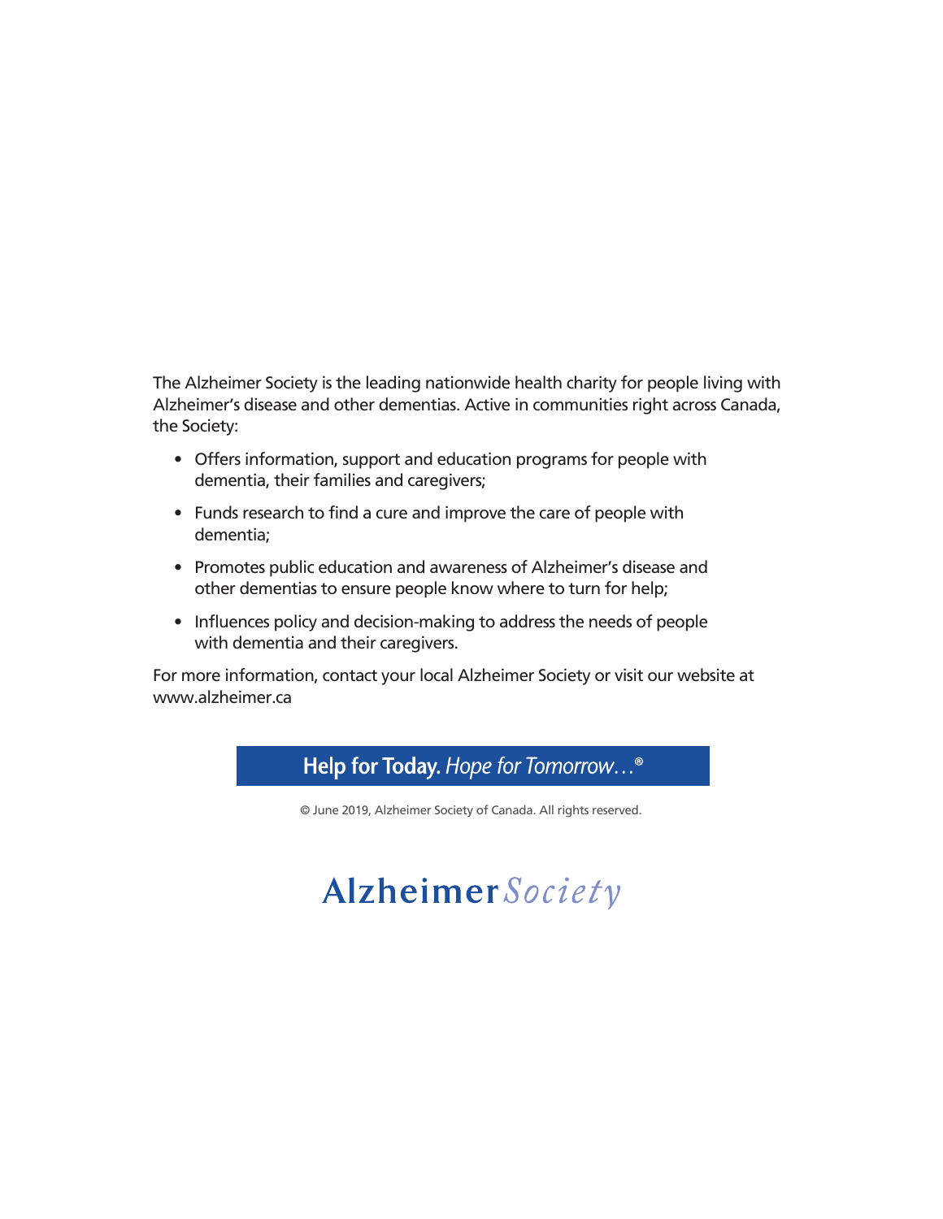The Alzheimer Society is the leading nationwide health charity for people living with Alzheimer's disease and other dementias. Active in communities right across Canada, the Society:

- Offers information, support and education programs for people with dementia, their families and caregivers;
- Funds research to find a cure and improve the care of people with dementia;
- Promotes public education and awareness of Alzheimer's disease and other dementias to ensure people know where to turn for help;
- Influences policy and decision-making to address the needs of people with dementia and their caregivers.

For more information, contact your local Alzheimer Society or visit our website at www.alzheimer.ca

**Help for Today.** *Hope for Tomorrow…*®

© June 2019, Alzheimer Society of Canada. All rights reserved.

**Alzheimer** *Society*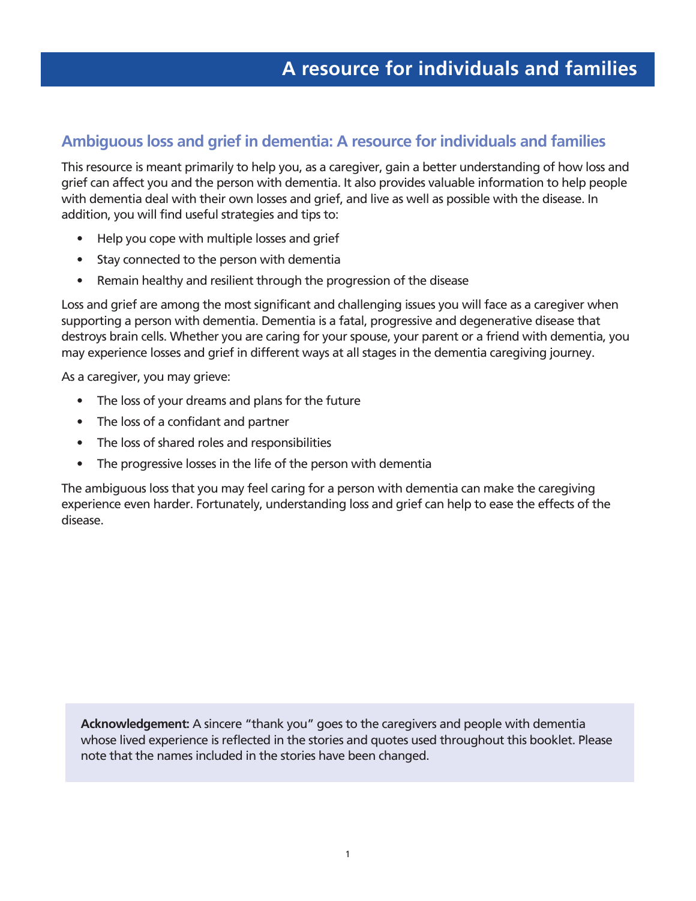# A resource for individuals and families

## Ambiguous loss and grief in dementia: A resource for individuals and families

This resource is meant primarily to help you, as a caregiver, gain a better understanding of how loss and grief can affect you and the person with dementia. It also provides valuable information to help people with dementia deal with their own losses and grief, and live as well as possible with the disease. In addition, you will find useful strategies and tips to:

- Help you cope with multiple losses and grief
- Stay connected to the person with dementia
- Remain healthy and resilient through the progression of the disease

Loss and grief are among the most significant and challenging issues you will face as a caregiver when supporting a person with dementia. Dementia is a fatal, progressive and degenerative disease that destroys brain cells. Whether you are caring for your spouse, your parent or a friend with dementia, you may experience losses and grief in different ways at all stages in the dementia caregiving journey.

As a caregiver, you may grieve:

- The loss of your dreams and plans for the future
- The loss of a confidant and partner
- The loss of shared roles and responsibilities
- The progressive losses in the life of the person with dementia

The ambiguous loss that you may feel caring for a person with dementia can make the caregiving experience even harder. Fortunately, understanding loss and grief can help to ease the effects of the disease.

**Acknowledgement:** A sincere "thank you" goes to the caregivers and people with dementia whose lived experience is reflected in the stories and quotes used throughout this booklet. Please note that the names included in the stories have been changed.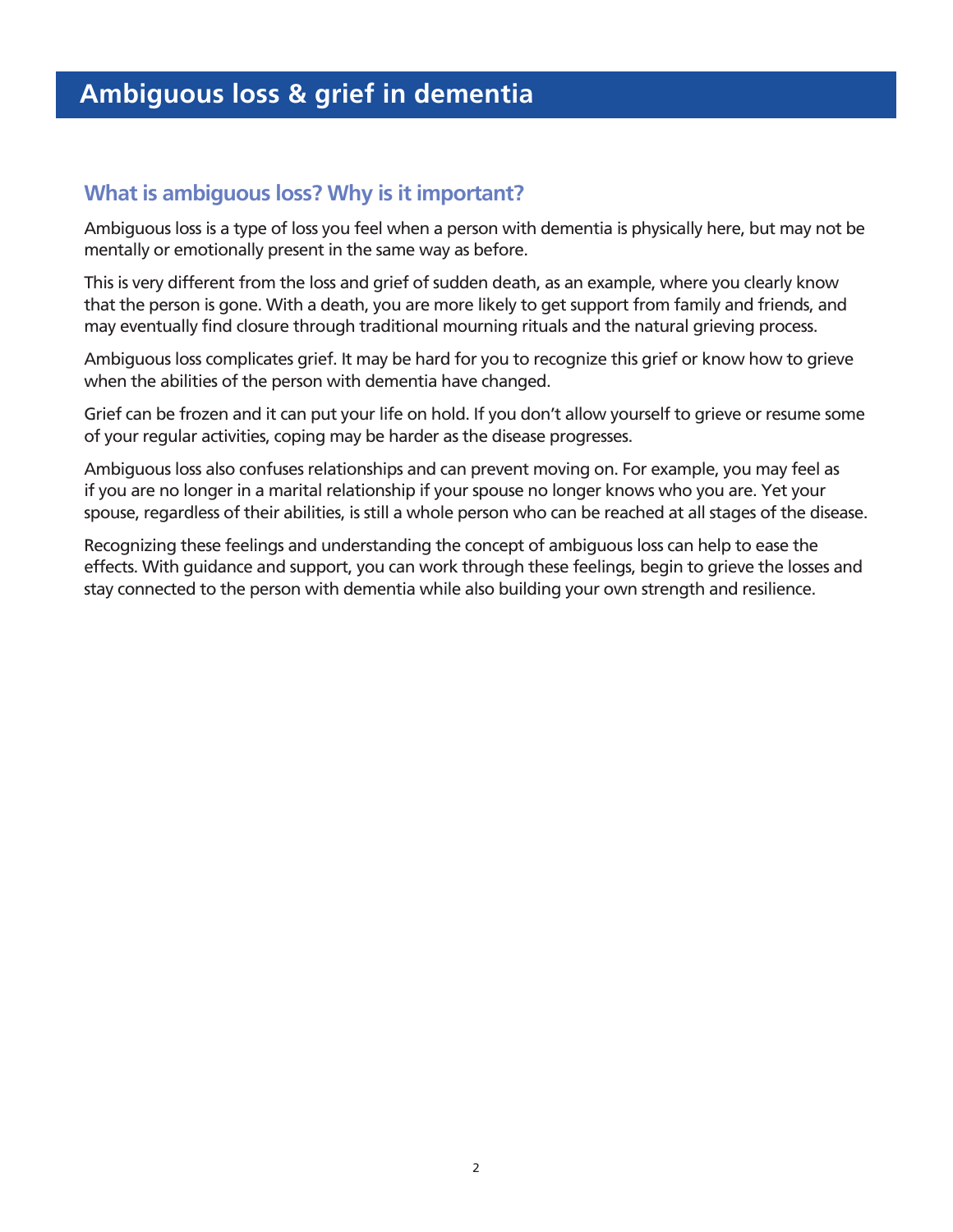# Ambiguous loss & grief in dementia

## What is ambiguous loss? Why is it important?

Ambiguous loss is a type of loss you feel when a person with dementia is physically here, but may not be mentally or emotionally present in the same way as before.

This is very different from the loss and grief of sudden death, as an example, where you clearly know that the person is gone. With a death, you are more likely to get support from family and friends, and may eventually find closure through traditional mourning rituals and the natural grieving process.

Ambiguous loss complicates grief. It may be hard for you to recognize this grief or know how to grieve when the abilities of the person with dementia have changed.

Grief can be frozen and it can put your life on hold. If you don't allow yourself to grieve or resume some of your regular activities, coping may be harder as the disease progresses.

Ambiguous loss also confuses relationships and can prevent moving on. For example, you may feel as if you are no longer in a marital relationship if your spouse no longer knows who you are. Yet your spouse, regardless of their abilities, is still a whole person who can be reached at all stages of the disease.

Recognizing these feelings and understanding the concept of ambiguous loss can help to ease the effects. With guidance and support, you can work through these feelings, begin to grieve the losses and stay connected to the person with dementia while also building your own strength and resilience.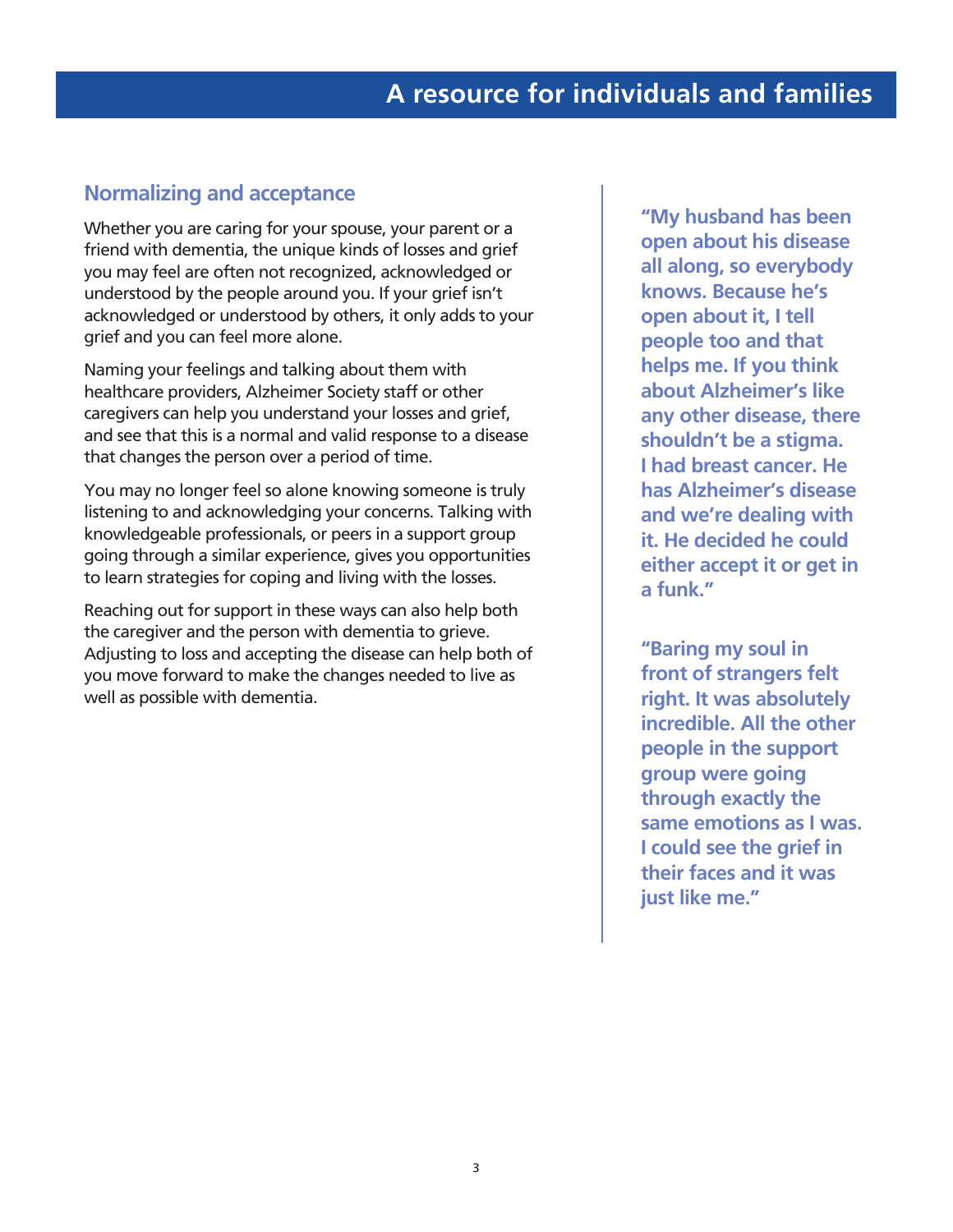## Normalizing and acceptance

Whether you are caring for your spouse, your parent or a friend with dementia, the unique kinds of losses and grief you may feel are often not recognized, acknowledged or understood by the people around you. If your grief isn't acknowledged or understood by others, it only adds to your grief and you can feel more alone.

Naming your feelings and talking about them with healthcare providers, Alzheimer Society staff or other caregivers can help you understand your losses and grief, and see that this is a normal and valid response to a disease that changes the person over a period of time.

You may no longer feel so alone knowing someone is truly listening to and acknowledging your concerns. Talking with knowledgeable professionals, or peers in a support group going through a similar experience, gives you opportunities to learn strategies for coping and living with the losses.

Reaching out for support in these ways can also help both the caregiver and the person with dementia to grieve. Adjusting to loss and accepting the disease can help both of you move forward to make the changes needed to live as well as possible with dementia.

**"My husband has been open about his disease all along, so everybody knows. Because he's open about it, I tell people too and that helps me. If you think about Alzheimer's like any other disease, there shouldn't be a stigma. I had breast cancer. He has Alzheimer's disease and we're dealing with it. He decided he could either accept it or get in a funk."**

**"Baring my soul in front of strangers felt right. It was absolutely incredible. All the other people in the support group were going through exactly the same emotions as I was. I could see the grief in their faces and it was just like me."**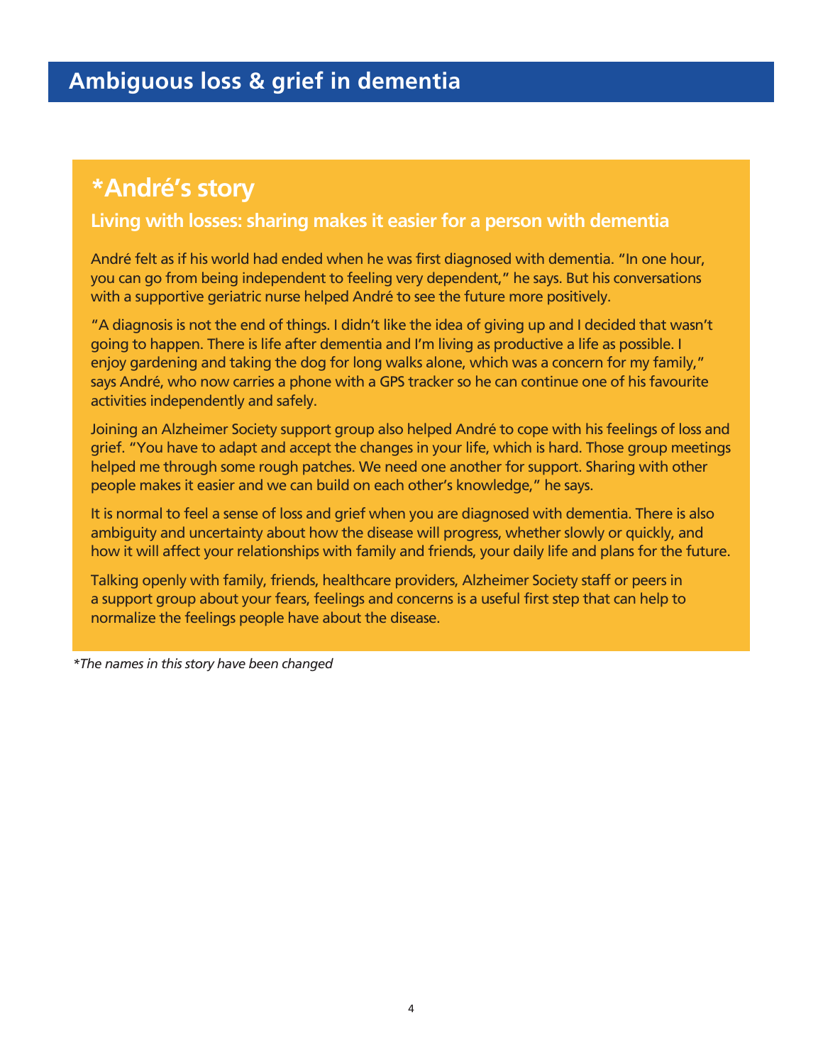# Ambiguous loss & grief in dementia

## *André's story

### Living with losses: sharing makes it easier for a person with dementia

André felt as if his world had ended when he was first diagnosed with dementia. "In one hour, you can go from being independent to feeling very dependent," he says. But his conversations with a supportive geriatric nurse helped André to see the future more positively.

"A diagnosis is not the end of things. I didn't like the idea of giving up and I decided that wasn't going to happen. There is life after dementia and I'm living as productive a life as possible. I enjoy gardening and taking the dog for long walks alone, which was a concern for my family," says André, who now carries a phone with a GPS tracker so he can continue one of his favourite activities independently and safely.

Joining an Alzheimer Society support group also helped André to cope with his feelings of loss and grief. "You have to adapt and accept the changes in your life, which is hard. Those group meetings helped me through some rough patches. We need one another for support. Sharing with other people makes it easier and we can build on each other's knowledge," he says.

It is normal to feel a sense of loss and grief when you are diagnosed with dementia. There is also ambiguity and uncertainty about how the disease will progress, whether slowly or quickly, and how it will affect your relationships with family and friends, your daily life and plans for the future.

Talking openly with family, friends, healthcare providers, Alzheimer Society staff or peers in a support group about your fears, feelings and concerns is a useful first step that can help to normalize the feelings people have about the disease.

*\*The names in this story have been changed*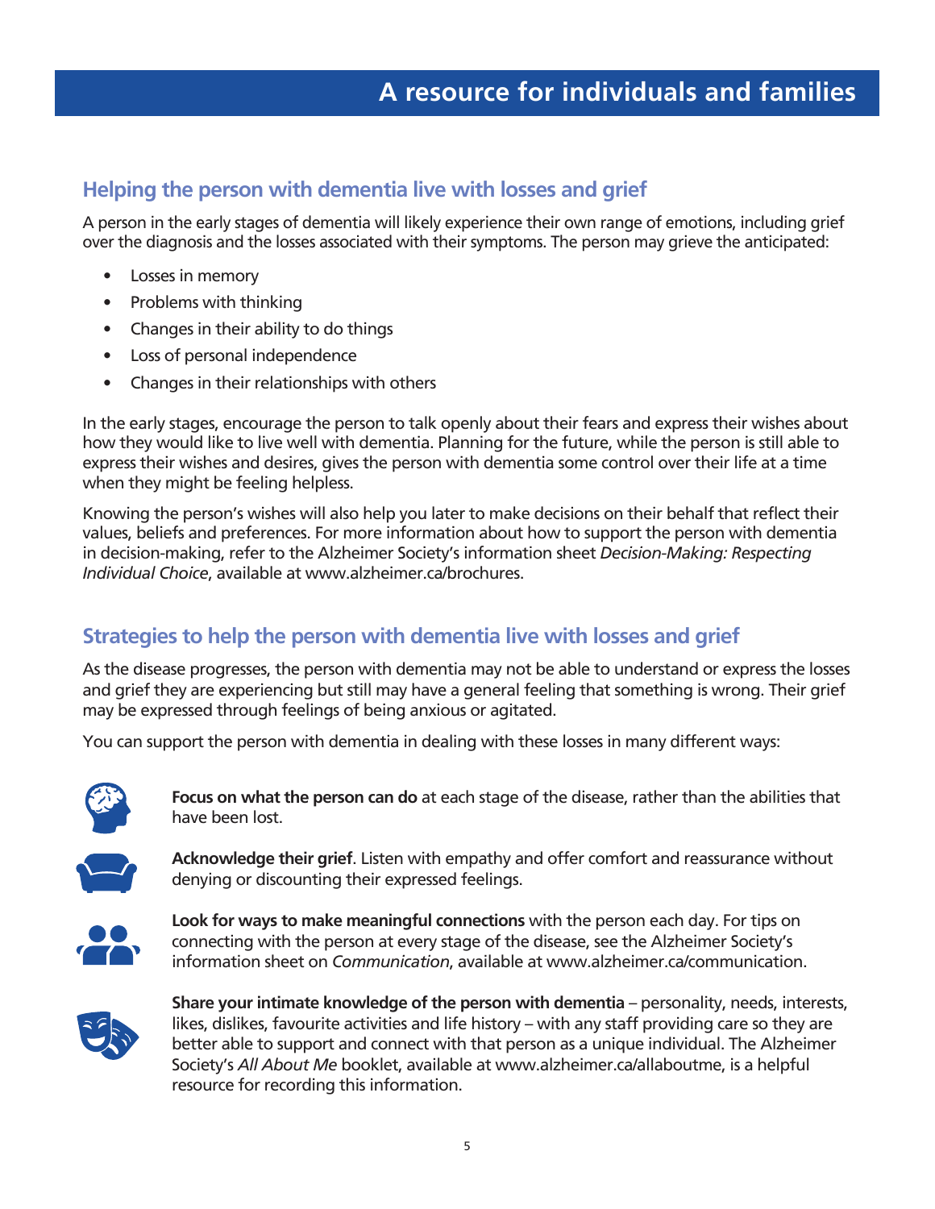## Helping the person with dementia live with losses and grief

A person in the early stages of dementia will likely experience their own range of emotions, including grief over the diagnosis and the losses associated with their symptoms. The person may grieve the anticipated:

- Losses in memory
- Problems with thinking
- Changes in their ability to do things
- Loss of personal independence
- Changes in their relationships with others

In the early stages, encourage the person to talk openly about their fears and express their wishes about how they would like to live well with dementia. Planning for the future, while the person is still able to express their wishes and desires, gives the person with dementia some control over their life at a time when they might be feeling helpless.

Knowing the person's wishes will also help you later to make decisions on their behalf that reflect their values, beliefs and preferences. For more information about how to support the person with dementia in decision-making, refer to the Alzheimer Society's information sheet *Decision-Making: Respecting Individual Choice*, available at www.alzheimer.ca/brochures.

## Strategies to help the person with dementia live with losses and grief

As the disease progresses, the person with dementia may not be able to understand or express the losses and grief they are experiencing but still may have a general feeling that something is wrong. Their grief may be expressed through feelings of being anxious or agitated.

You can support the person with dementia in dealing with these losses in many different ways:

**Focus on what the person can do** at each stage of the disease, rather than the abilities that have been lost.

**Acknowledge their grief**. Listen with empathy and offer comfort and reassurance without denying or discounting their expressed feelings.

**Look for ways to make meaningful connections** with the person each day. For tips on connecting with the person at every stage of the disease, see the Alzheimer Society's information sheet on *Communication*, available at www.alzheimer.ca/communication.

**Share your intimate knowledge of the person with dementia** – personality, needs, interests, likes, dislikes, favourite activities and life history – with any staff providing care so they are better able to support and connect with that person as a unique individual. The Alzheimer Society's *All About Me* booklet, available at www.alzheimer.ca/allaboutme, is a helpful resource for recording this information.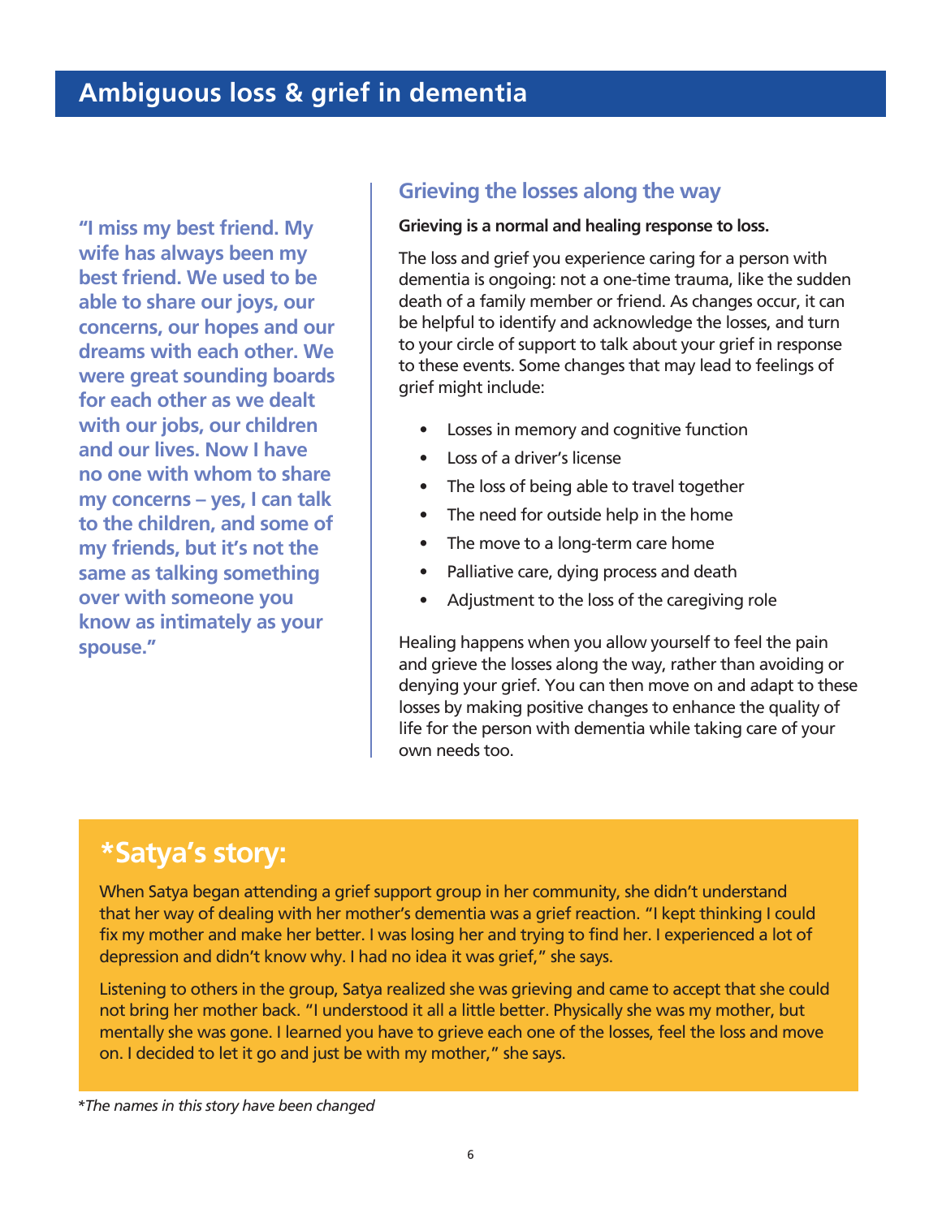# Ambiguous loss & grief in dementia

**"I miss my best friend. My wife has always been my best friend. We used to be able to share our joys, our concerns, our hopes and our dreams with each other. We were great sounding boards for each other as we dealt with our jobs, our children and our lives. Now I have no one with whom to share my concerns – yes, I can talk to the children, and some of my friends, but it's not the same as talking something over with someone you know as intimately as your spouse."**

## Grieving the losses along the way

**Grieving is a normal and healing response to loss.**

The loss and grief you experience caring for a person with dementia is ongoing: not a one-time trauma, like the sudden death of a family member or friend. As changes occur, it can be helpful to identify and acknowledge the losses, and turn to your circle of support to talk about your grief in response to these events. Some changes that may lead to feelings of grief might include:

- Losses in memory and cognitive function
- Loss of a driver's license
- The loss of being able to travel together
- The need for outside help in the home
- The move to a long-term care home
- Palliative care, dying process and death
- Adjustment to the loss of the caregiving role

Healing happens when you allow yourself to feel the pain and grieve the losses along the way, rather than avoiding or denying your grief. You can then move on and adapt to these losses by making positive changes to enhance the quality of life for the person with dementia while taking care of your own needs too.

## *Satya's story:

When Satya began attending a grief support group in her community, she didn't understand that her way of dealing with her mother's dementia was a grief reaction. "I kept thinking I could fix my mother and make her better. I was losing her and trying to find her. I experienced a lot of depression and didn't know why. I had no idea it was grief," she says.

Listening to others in the group, Satya realized she was grieving and came to accept that she could not bring her mother back. "I understood it all a little better. Physically she was my mother, but mentally she was gone. I learned you have to grieve each one of the losses, feel the loss and move on. I decided to let it go and just be with my mother," she says.

*\*The names in this story have been changed*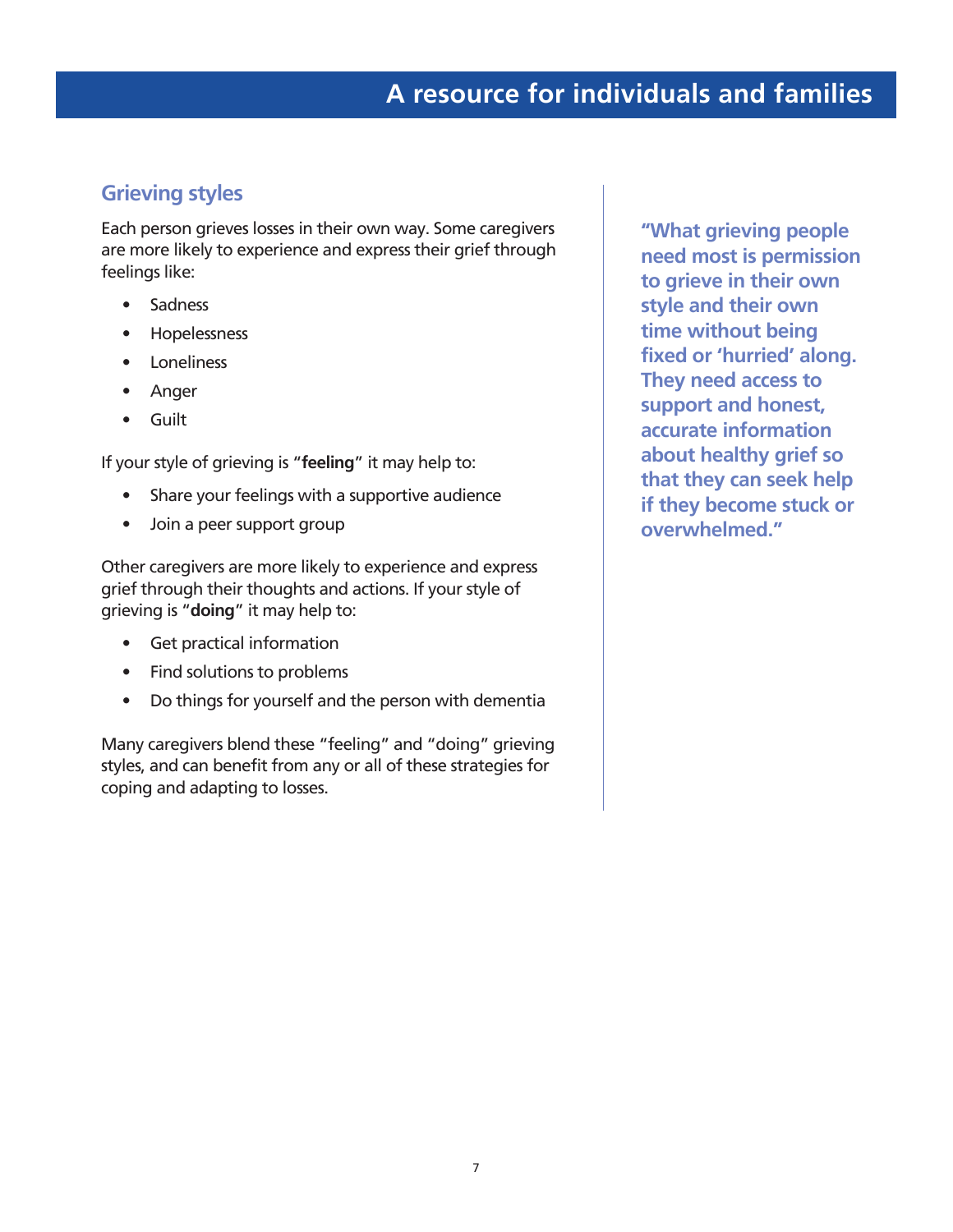## Grieving styles

Each person grieves losses in their own way. Some caregivers are more likely to experience and express their grief through feelings like:

- Sadness
- Hopelessness
- Loneliness
- Anger
- Guilt

If your style of grieving is "**feeling**" it may help to:

- Share your feelings with a supportive audience
- Join a peer support group

Other caregivers are more likely to experience and express grief through their thoughts and actions. If your style of grieving is "**doing**" it may help to:

- Get practical information
- Find solutions to problems
- Do things for yourself and the person with dementia

Many caregivers blend these "feeling" and "doing" grieving styles, and can benefit from any or all of these strategies for coping and adapting to losses.

**"What grieving people need most is permission to grieve in their own style and their own time without being fixed or 'hurried' along. They need access to support and honest, accurate information about healthy grief so that they can seek help if they become stuck or overwhelmed."**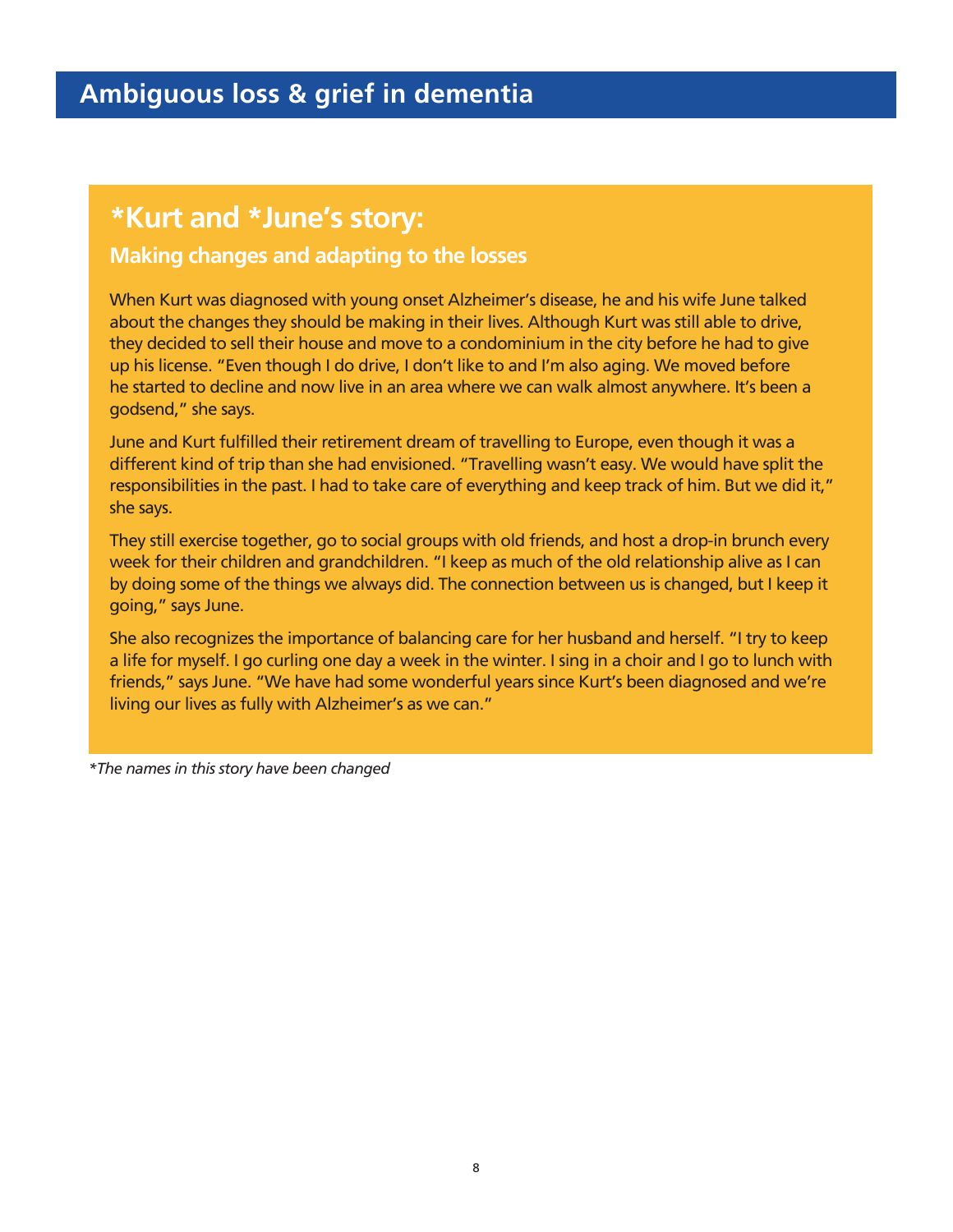# Ambiguous loss & grief in dementia

## *Kurt and *June's story:

### Making changes and adapting to the losses

When Kurt was diagnosed with young onset Alzheimer's disease, he and his wife June talked about the changes they should be making in their lives. Although Kurt was still able to drive, they decided to sell their house and move to a condominium in the city before he had to give up his license. "Even though I do drive, I don't like to and I'm also aging. We moved before he started to decline and now live in an area where we can walk almost anywhere. It's been a godsend," she says.

June and Kurt fulfilled their retirement dream of travelling to Europe, even though it was a different kind of trip than she had envisioned. "Travelling wasn't easy. We would have split the responsibilities in the past. I had to take care of everything and keep track of him. But we did it," she says.

They still exercise together, go to social groups with old friends, and host a drop-in brunch every week for their children and grandchildren. "I keep as much of the old relationship alive as I can by doing some of the things we always did. The connection between us is changed, but I keep it going," says June.

She also recognizes the importance of balancing care for her husband and herself. "I try to keep a life for myself. I go curling one day a week in the winter. I sing in a choir and I go to lunch with friends," says June. "We have had some wonderful years since Kurt's been diagnosed and we're living our lives as fully with Alzheimer's as we can."

*The names in this story have been changed*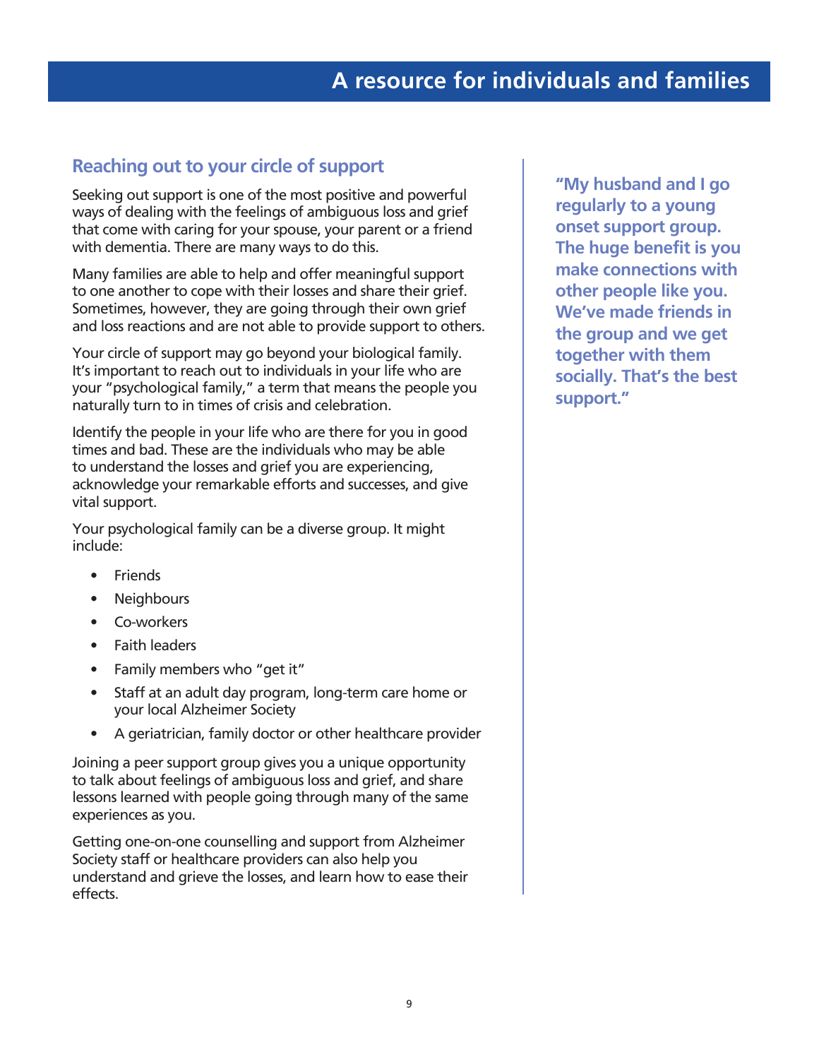## Reaching out to your circle of support

Seeking out support is one of the most positive and powerful ways of dealing with the feelings of ambiguous loss and grief that come with caring for your spouse, your parent or a friend with dementia. There are many ways to do this.

Many families are able to help and offer meaningful support to one another to cope with their losses and share their grief. Sometimes, however, they are going through their own grief and loss reactions and are not able to provide support to others.

Your circle of support may go beyond your biological family. It's important to reach out to individuals in your life who are your "psychological family," a term that means the people you naturally turn to in times of crisis and celebration.

Identify the people in your life who are there for you in good times and bad. These are the individuals who may be able to understand the losses and grief you are experiencing, acknowledge your remarkable efforts and successes, and give vital support.

Your psychological family can be a diverse group. It might include:

- Friends
- Neighbours
- Co-workers
- Faith leaders
- Family members who "get it"
- Staff at an adult day program, long-term care home or your local Alzheimer Society
- A geriatrician, family doctor or other healthcare provider

Joining a peer support group gives you a unique opportunity to talk about feelings of ambiguous loss and grief, and share lessons learned with people going through many of the same experiences as you.

Getting one-on-one counselling and support from Alzheimer Society staff or healthcare providers can also help you understand and grieve the losses, and learn how to ease their effects.

**"My husband and I go regularly to a young onset support group. The huge benefit is you make connections with other people like you. We've made friends in the group and we get together with them socially. That's the best support."**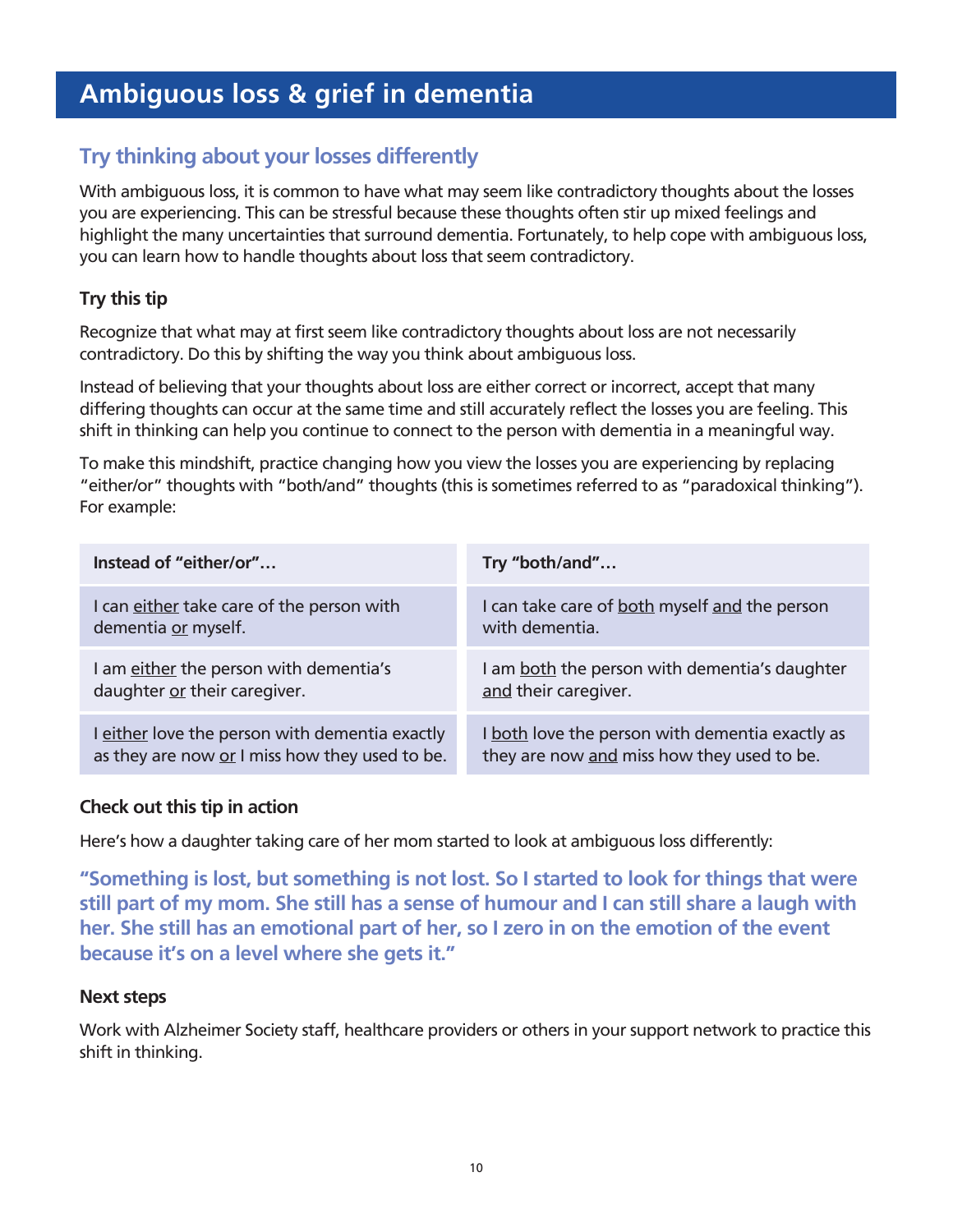# Ambiguous loss & grief in dementia

## Try thinking about your losses differently

With ambiguous loss, it is common to have what may seem like contradictory thoughts about the losses you are experiencing. This can be stressful because these thoughts often stir up mixed feelings and highlight the many uncertainties that surround dementia. Fortunately, to help cope with ambiguous loss, you can learn how to handle thoughts about loss that seem contradictory.

### Try this tip

Recognize that what may at first seem like contradictory thoughts about loss are not necessarily contradictory. Do this by shifting the way you think about ambiguous loss.

Instead of believing that your thoughts about loss are either correct or incorrect, accept that many differing thoughts can occur at the same time and still accurately reflect the losses you are feeling. This shift in thinking can help you continue to connect to the person with dementia in a meaningful way.

To make this mindshift, practice changing how you view the losses you are experiencing by replacing "either/or" thoughts with "both/and" thoughts (this is sometimes referred to as "paradoxical thinking"). For example:

| Instead of "either/or"… | Try "both/and"… |
|---|---|
| I can <u>either</u> take care of the person with dementia <u>or</u> myself. | I can take care of <u>both</u> myself <u>and</u> the person with dementia. |
| I am <u>either</u> the person with dementia's daughter <u>or</u> their caregiver. | I am <u>both</u> the person with dementia's daughter <u>and</u> their caregiver. |
| I <u>either</u> love the person with dementia exactly as they are now <u>or</u> I miss how they used to be. | I <u>both</u> love the person with dementia exactly as they are now <u>and</u> miss how they used to be. |

### Check out this tip in action

Here's how a daughter taking care of her mom started to look at ambiguous loss differently:

**"Something is lost, but something is not lost. So I started to look for things that were still part of my mom. She still has a sense of humour and I can still share a laugh with her. She still has an emotional part of her, so I zero in on the emotion of the event because it's on a level where she gets it."**

### Next steps

Work with Alzheimer Society staff, healthcare providers or others in your support network to practice this shift in thinking.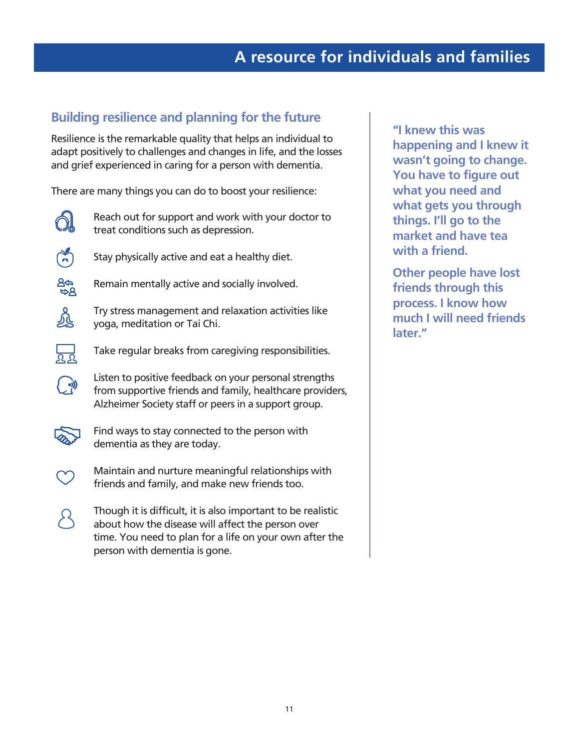## Building resilience and planning for the future

Resilience is the remarkable quality that helps an individual to adapt positively to challenges and changes in life, and the losses and grief experienced in caring for a person with dementia.

There are many things you can do to boost your resilience:

- Reach out for support and work with your doctor to treat conditions such as depression.
- Stay physically active and eat a healthy diet.
- Remain mentally active and socially involved.
- Try stress management and relaxation activities like yoga, meditation or Tai Chi.
- Take regular breaks from caregiving responsibilities.
- Listen to positive feedback on your personal strengths from supportive friends and family, healthcare providers, Alzheimer Society staff or peers in a support group.
- Find ways to stay connected to the person with dementia as they are today.
- Maintain and nurture meaningful relationships with friends and family, and make new friends too.
- Though it is difficult, it is also important to be realistic about how the disease will affect the person over time. You need to plan for a life on your own after the person with dementia is gone.

> **"I knew this was happening and I knew it wasn't going to change. You have to figure out what you need and what gets you through things. I'll go to the market and have tea with a friend.**
>
> **Other people have lost friends through this process. I know how much I will need friends later."**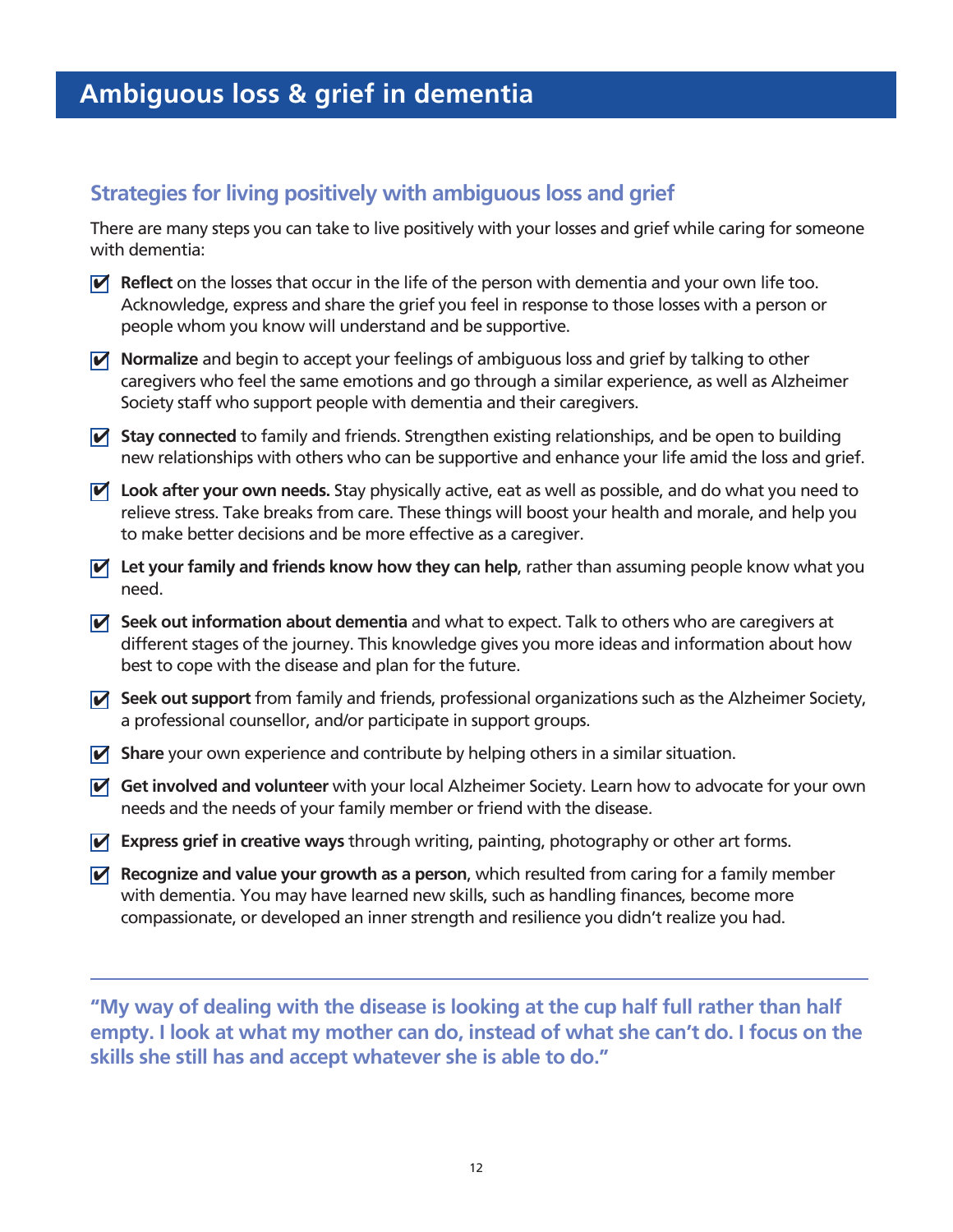# Ambiguous loss & grief in dementia

## Strategies for living positively with ambiguous loss and grief

There are many steps you can take to live positively with your losses and grief while caring for someone with dementia:

- ☑ **Reflect** on the losses that occur in the life of the person with dementia and your own life too. Acknowledge, express and share the grief you feel in response to those losses with a person or people whom you know will understand and be supportive.
- ☑ **Normalize** and begin to accept your feelings of ambiguous loss and grief by talking to other caregivers who feel the same emotions and go through a similar experience, as well as Alzheimer Society staff who support people with dementia and their caregivers.
- ☑ **Stay connected** to family and friends. Strengthen existing relationships, and be open to building new relationships with others who can be supportive and enhance your life amid the loss and grief.
- ☑ **Look after your own needs.** Stay physically active, eat as well as possible, and do what you need to relieve stress. Take breaks from care. These things will boost your health and morale, and help you to make better decisions and be more effective as a caregiver.
- ☑ **Let your family and friends know how they can help**, rather than assuming people know what you need.
- ☑ **Seek out information about dementia** and what to expect. Talk to others who are caregivers at different stages of the journey. This knowledge gives you more ideas and information about how best to cope with the disease and plan for the future.
- ☑ **Seek out support** from family and friends, professional organizations such as the Alzheimer Society, a professional counsellor, and/or participate in support groups.
- ☑ **Share** your own experience and contribute by helping others in a similar situation.
- ☑ **Get involved and volunteer** with your local Alzheimer Society. Learn how to advocate for your own needs and the needs of your family member or friend with the disease.
- ☑ **Express grief in creative ways** through writing, painting, photography or other art forms.
- ☑ **Recognize and value your growth as a person**, which resulted from caring for a family member with dementia. You may have learned new skills, such as handling finances, become more compassionate, or developed an inner strength and resilience you didn't realize you had.

---

**"My way of dealing with the disease is looking at the cup half full rather than half empty. I look at what my mother can do, instead of what she can't do. I focus on the skills she still has and accept whatever she is able to do."**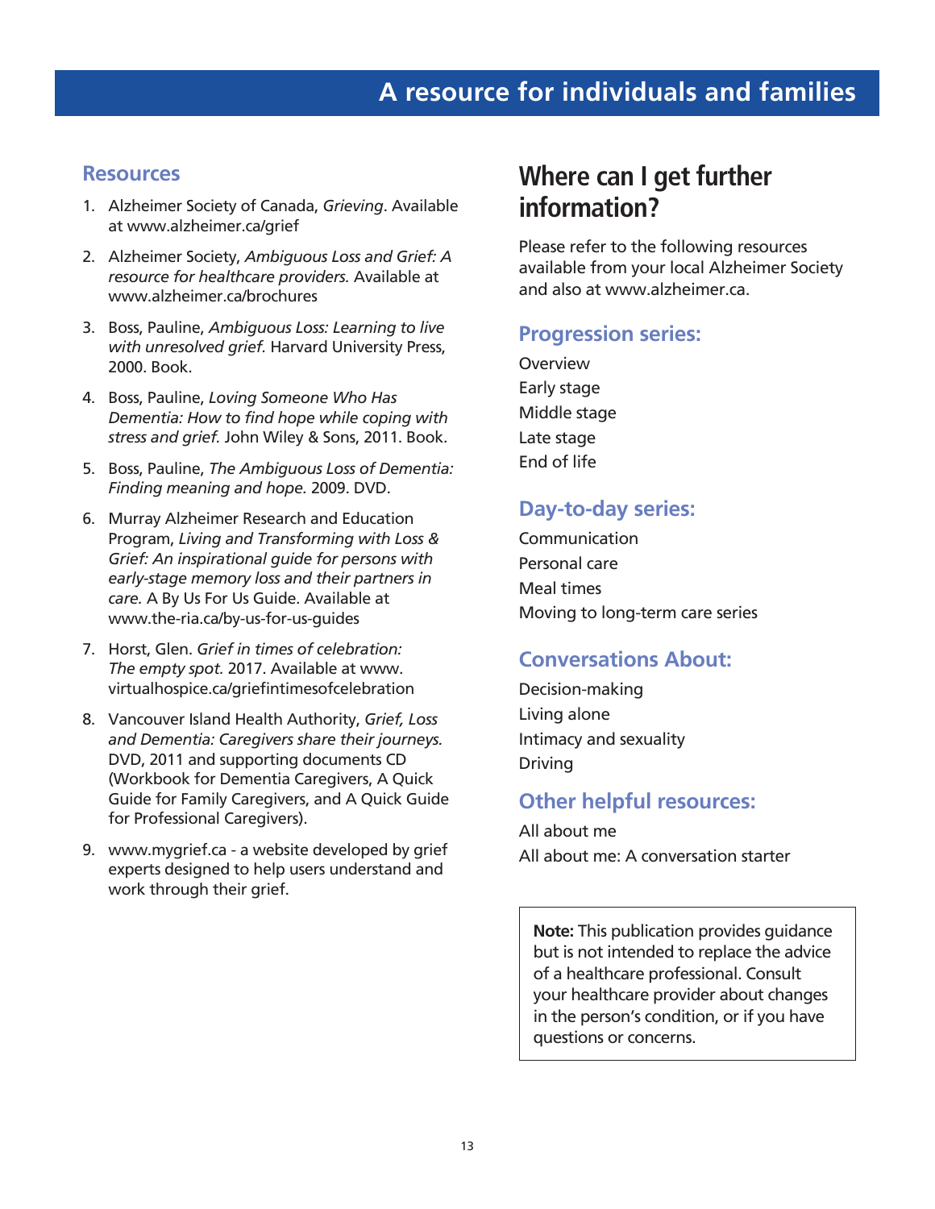## Resources

1. Alzheimer Society of Canada, *Grieving*. Available at www.alzheimer.ca/grief
2. Alzheimer Society, *Ambiguous Loss and Grief: A resource for healthcare providers.* Available at www.alzheimer.ca/brochures
3. Boss, Pauline, *Ambiguous Loss: Learning to live with unresolved grief.* Harvard University Press, 2000. Book.
4. Boss, Pauline, *Loving Someone Who Has Dementia: How to find hope while coping with stress and grief.* John Wiley & Sons, 2011. Book.
5. Boss, Pauline, *The Ambiguous Loss of Dementia: Finding meaning and hope.* 2009. DVD.
6. Murray Alzheimer Research and Education Program, *Living and Transforming with Loss & Grief: An inspirational guide for persons with early-stage memory loss and their partners in care.* A By Us For Us Guide. Available at www.the-ria.ca/by-us-for-us-guides
7. Horst, Glen. *Grief in times of celebration: The empty spot.* 2017. Available at www.virtualhospice.ca/griefintimesofcelebration
8. Vancouver Island Health Authority, *Grief, Loss and Dementia: Caregivers share their journeys.* DVD, 2011 and supporting documents CD (Workbook for Dementia Caregivers, A Quick Guide for Family Caregivers, and A Quick Guide for Professional Caregivers).
9. www.mygrief.ca - a website developed by grief experts designed to help users understand and work through their grief.

# Where can I get further information?

Please refer to the following resources available from your local Alzheimer Society and also at www.alzheimer.ca.

### Progression series:

Overview
Early stage
Middle stage
Late stage
End of life

### Day-to-day series:

Communication
Personal care
Meal times
Moving to long-term care series

### Conversations About:

Decision-making
Living alone
Intimacy and sexuality
Driving

### Other helpful resources:

All about me
All about me: A conversation starter

**Note:** This publication provides guidance but is not intended to replace the advice of a healthcare professional. Consult your healthcare provider about changes in the person's condition, or if you have questions or concerns.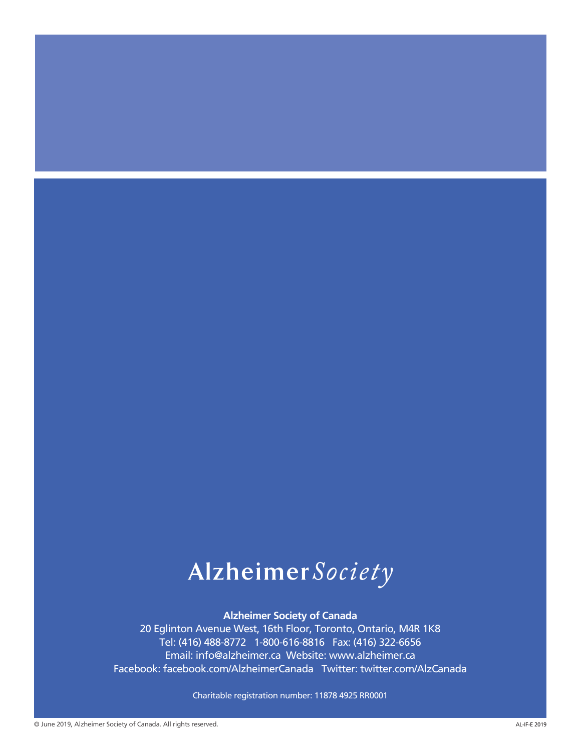Alzheimer *Society*

**Alzheimer Society of Canada**

20 Eglinton Avenue West, 16th Floor, Toronto, Ontario, M4R 1K8

Tel: (416) 488-8772 1-800-616-8816 Fax: (416) 322-6656

Email: info@alzheimer.ca Website: www.alzheimer.ca

Facebook: facebook.com/AlzheimerCanada Twitter: twitter.com/AlzCanada

Charitable registration number: 11878 4925 RR0001

© June 2019, Alzheimer Society of Canada. All rights reserved.

AL-IF-E 2019